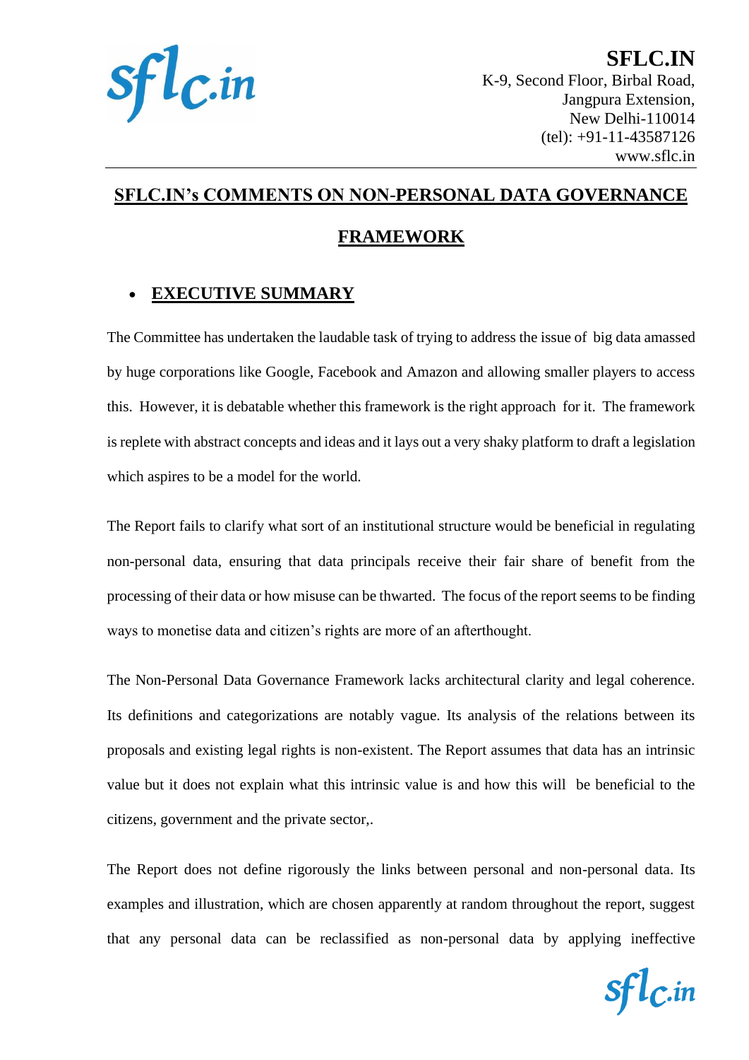**SFLC.IN**
K-9, Second Floor, Birbal Road,
Jangpura Extension,
New Delhi-110014
(tel): +91-11-43587126
www.sflc.in

# SFLC.IN's COMMENTS ON NON-PERSONAL DATA GOVERNANCE FRAMEWORK

- ## EXECUTIVE SUMMARY

The Committee has undertaken the laudable task of trying to address the issue of big data amassed by huge corporations like Google, Facebook and Amazon and allowing smaller players to access this. However, it is debatable whether this framework is the right approach for it. The framework is replete with abstract concepts and ideas and it lays out a very shaky platform to draft a legislation which aspires to be a model for the world.

The Report fails to clarify what sort of an institutional structure would be beneficial in regulating non-personal data, ensuring that data principals receive their fair share of benefit from the processing of their data or how misuse can be thwarted. The focus of the report seems to be finding ways to monetise data and citizen's rights are more of an afterthought.

The Non-Personal Data Governance Framework lacks architectural clarity and legal coherence. Its definitions and categorizations are notably vague. Its analysis of the relations between its proposals and existing legal rights is non-existent. The Report assumes that data has an intrinsic value but it does not explain what this intrinsic value is and how this will be beneficial to the citizens, government and the private sector,.

The Report does not define rigorously the links between personal and non-personal data. Its examples and illustration, which are chosen apparently at random throughout the report, suggest that any personal data can be reclassified as non-personal data by applying ineffective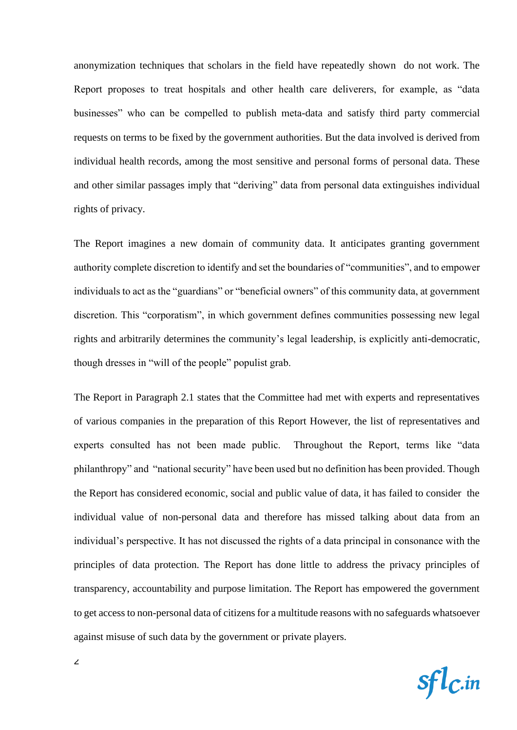anonymization techniques that scholars in the field have repeatedly shown do not work. The Report proposes to treat hospitals and other health care deliverers, for example, as "data businesses" who can be compelled to publish meta-data and satisfy third party commercial requests on terms to be fixed by the government authorities. But the data involved is derived from individual health records, among the most sensitive and personal forms of personal data. These and other similar passages imply that "deriving" data from personal data extinguishes individual rights of privacy.

The Report imagines a new domain of community data. It anticipates granting government authority complete discretion to identify and set the boundaries of "communities", and to empower individuals to act as the "guardians" or "beneficial owners" of this community data, at government discretion. This "corporatism", in which government defines communities possessing new legal rights and arbitrarily determines the community's legal leadership, is explicitly anti-democratic, though dresses in "will of the people" populist grab.

The Report in Paragraph 2.1 states that the Committee had met with experts and representatives of various companies in the preparation of this Report However, the list of representatives and experts consulted has not been made public. Throughout the Report, terms like "data philanthropy" and "national security" have been used but no definition has been provided. Though the Report has considered economic, social and public value of data, it has failed to consider the individual value of non-personal data and therefore has missed talking about data from an individual's perspective. It has not discussed the rights of a data principal in consonance with the principles of data protection. The Report has done little to address the privacy principles of transparency, accountability and purpose limitation. The Report has empowered the government to get access to non-personal data of citizens for a multitude reasons with no safeguards whatsoever against misuse of such data by the government or private players.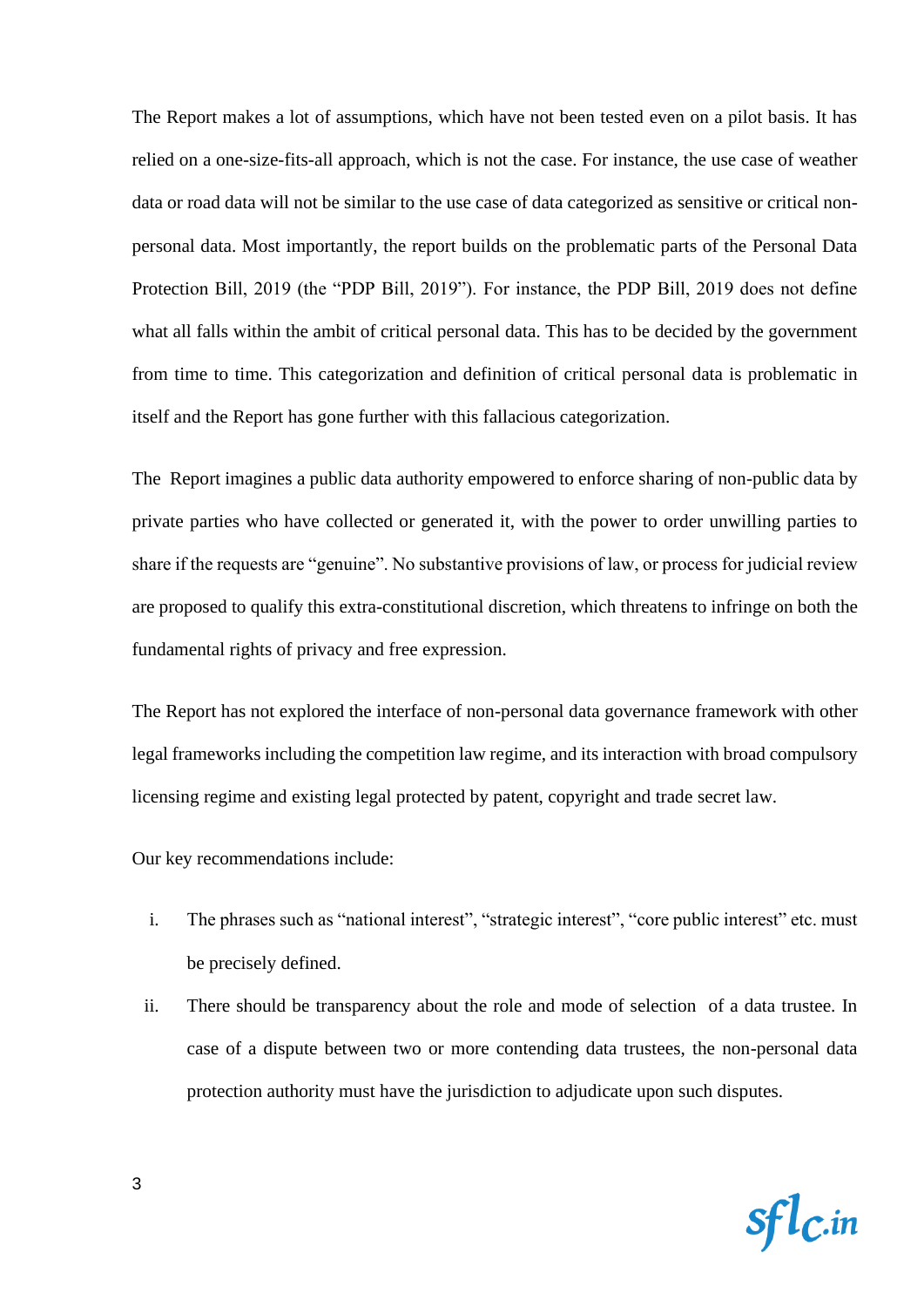The Report makes a lot of assumptions, which have not been tested even on a pilot basis. It has relied on a one-size-fits-all approach, which is not the case. For instance, the use case of weather data or road data will not be similar to the use case of data categorized as sensitive or critical non-personal data. Most importantly, the report builds on the problematic parts of the Personal Data Protection Bill, 2019 (the "PDP Bill, 2019"). For instance, the PDP Bill, 2019 does not define what all falls within the ambit of critical personal data. This has to be decided by the government from time to time. This categorization and definition of critical personal data is problematic in itself and the Report has gone further with this fallacious categorization.

The Report imagines a public data authority empowered to enforce sharing of non-public data by private parties who have collected or generated it, with the power to order unwilling parties to share if the requests are "genuine". No substantive provisions of law, or process for judicial review are proposed to qualify this extra-constitutional discretion, which threatens to infringe on both the fundamental rights of privacy and free expression.

The Report has not explored the interface of non-personal data governance framework with other legal frameworks including the competition law regime, and its interaction with broad compulsory licensing regime and existing legal protected by patent, copyright and trade secret law.

Our key recommendations include:

i. The phrases such as "national interest", "strategic interest", "core public interest" etc. must be precisely defined.

ii. There should be transparency about the role and mode of selection of a data trustee. In case of a dispute between two or more contending data trustees, the non-personal data protection authority must have the jurisdiction to adjudicate upon such disputes.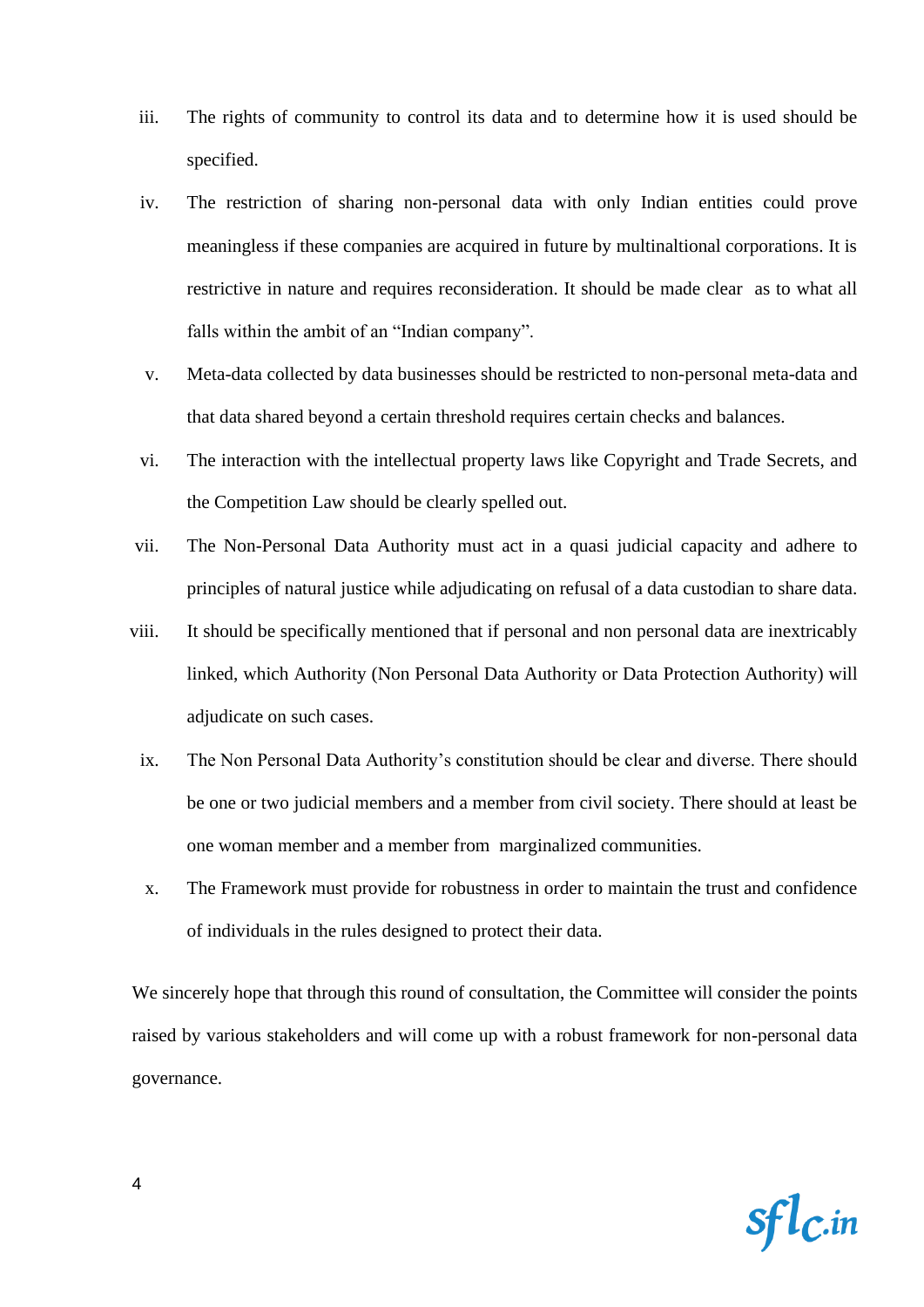iii. The rights of community to control its data and to determine how it is used should be specified.

iv. The restriction of sharing non-personal data with only Indian entities could prove meaningless if these companies are acquired in future by multinaltional corporations. It is restrictive in nature and requires reconsideration. It should be made clear as to what all falls within the ambit of an "Indian company".

v. Meta-data collected by data businesses should be restricted to non-personal meta-data and that data shared beyond a certain threshold requires certain checks and balances.

vi. The interaction with the intellectual property laws like Copyright and Trade Secrets, and the Competition Law should be clearly spelled out.

vii. The Non-Personal Data Authority must act in a quasi judicial capacity and adhere to principles of natural justice while adjudicating on refusal of a data custodian to share data.

viii. It should be specifically mentioned that if personal and non personal data are inextricably linked, which Authority (Non Personal Data Authority or Data Protection Authority) will adjudicate on such cases.

ix. The Non Personal Data Authority's constitution should be clear and diverse. There should be one or two judicial members and a member from civil society. There should at least be one woman member and a member from marginalized communities.

x. The Framework must provide for robustness in order to maintain the trust and confidence of individuals in the rules designed to protect their data.

We sincerely hope that through this round of consultation, the Committee will consider the points raised by various stakeholders and will come up with a robust framework for non-personal data governance.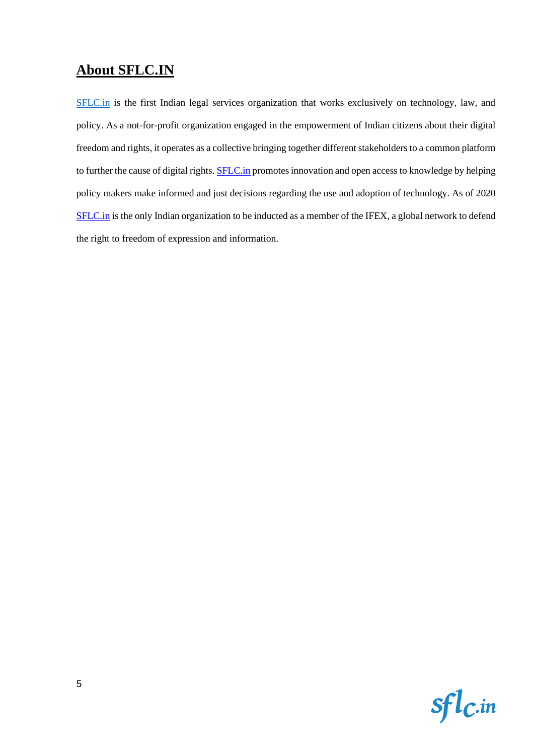## About SFLC.IN

SFLC.in is the first Indian legal services organization that works exclusively on technology, law, and policy. As a not-for-profit organization engaged in the empowerment of Indian citizens about their digital freedom and rights, it operates as a collective bringing together different stakeholders to a common platform to further the cause of digital rights. SFLC.in promotes innovation and open access to knowledge by helping policy makers make informed and just decisions regarding the use and adoption of technology. As of 2020 SFLC.in is the only Indian organization to be inducted as a member of the IFEX, a global network to defend the right to freedom of expression and information.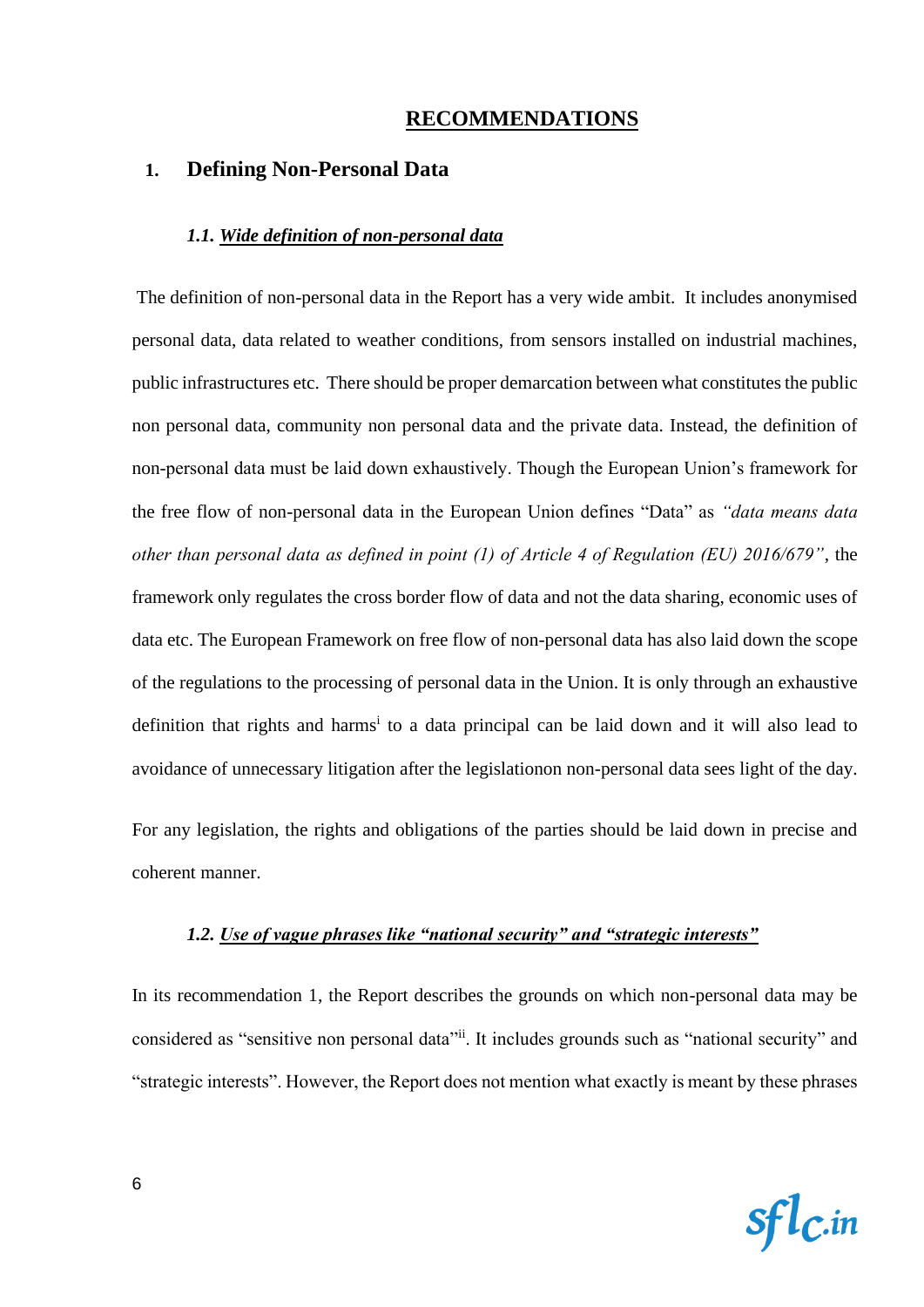# RECOMMENDATIONS

## 1. Defining Non-Personal Data

### *1.1. Wide definition of non-personal data*

The definition of non-personal data in the Report has a very wide ambit. It includes anonymised personal data, data related to weather conditions, from sensors installed on industrial machines, public infrastructures etc. There should be proper demarcation between what constitutes the public non personal data, community non personal data and the private data. Instead, the definition of non-personal data must be laid down exhaustively. Though the European Union's framework for the free flow of non-personal data in the European Union defines "Data" as *"data means data other than personal data as defined in point (1) of Article 4 of Regulation (EU) 2016/679"*, the framework only regulates the cross border flow of data and not the data sharing, economic uses of data etc. The European Framework on free flow of non-personal data has also laid down the scope of the regulations to the processing of personal data in the Union. It is only through an exhaustive definition that rights and harms[i] to a data principal can be laid down and it will also lead to avoidance of unnecessary litigation after the legislationon non-personal data sees light of the day.

For any legislation, the rights and obligations of the parties should be laid down in precise and coherent manner.

### *1.2. Use of vague phrases like "national security" and "strategic interests"*

In its recommendation 1, the Report describes the grounds on which non-personal data may be considered as "sensitive non personal data"[ii]. It includes grounds such as "national security" and "strategic interests". However, the Report does not mention what exactly is meant by these phrases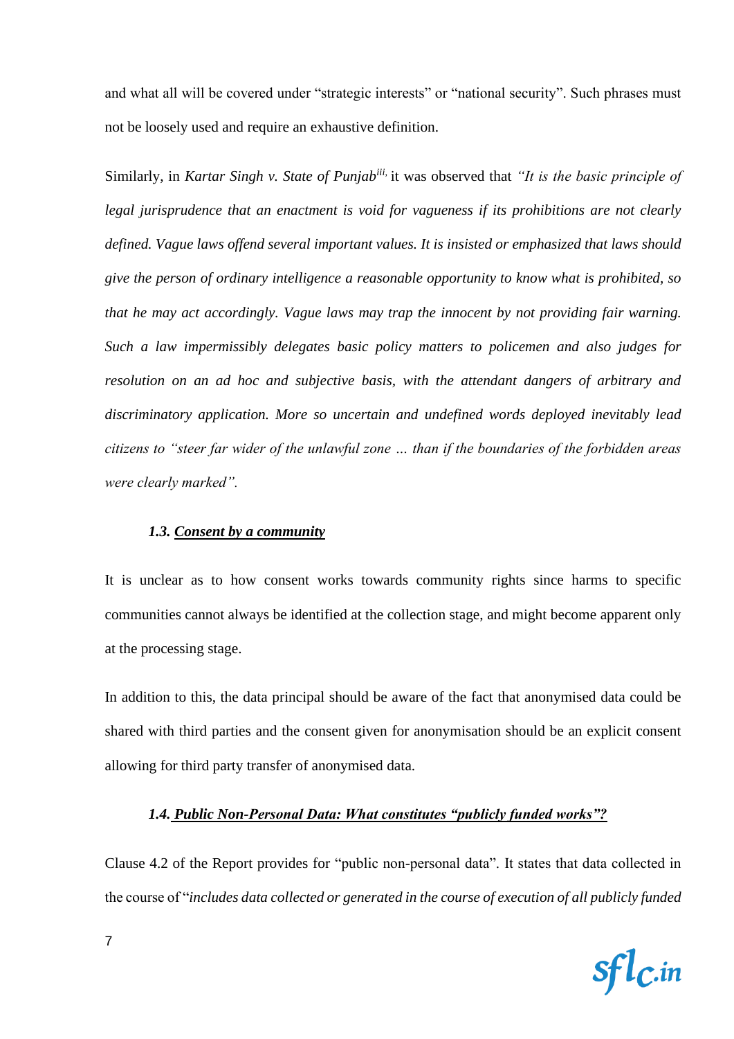and what all will be covered under "strategic interests" or "national security". Such phrases must not be loosely used and require an exhaustive definition.

Similarly, in *Kartar Singh v. State of Punjab*[iii], it was observed that *"It is the basic principle of legal jurisprudence that an enactment is void for vagueness if its prohibitions are not clearly defined. Vague laws offend several important values. It is insisted or emphasized that laws should give the person of ordinary intelligence a reasonable opportunity to know what is prohibited, so that he may act accordingly. Vague laws may trap the innocent by not providing fair warning. Such a law impermissibly delegates basic policy matters to policemen and also judges for resolution on an ad hoc and subjective basis, with the attendant dangers of arbitrary and discriminatory application. More so uncertain and undefined words deployed inevitably lead citizens to "steer far wider of the unlawful zone … than if the boundaries of the forbidden areas were clearly marked".*

### *1.3. Consent by a community*

It is unclear as to how consent works towards community rights since harms to specific communities cannot always be identified at the collection stage, and might become apparent only at the processing stage.

In addition to this, the data principal should be aware of the fact that anonymised data could be shared with third parties and the consent given for anonymisation should be an explicit consent allowing for third party transfer of anonymised data.

### *1.4. Public Non-Personal Data: What constitutes "publicly funded works"?*

Clause 4.2 of the Report provides for "public non-personal data". It states that data collected in the course of "*includes data collected or generated in the course of execution of all publicly funded*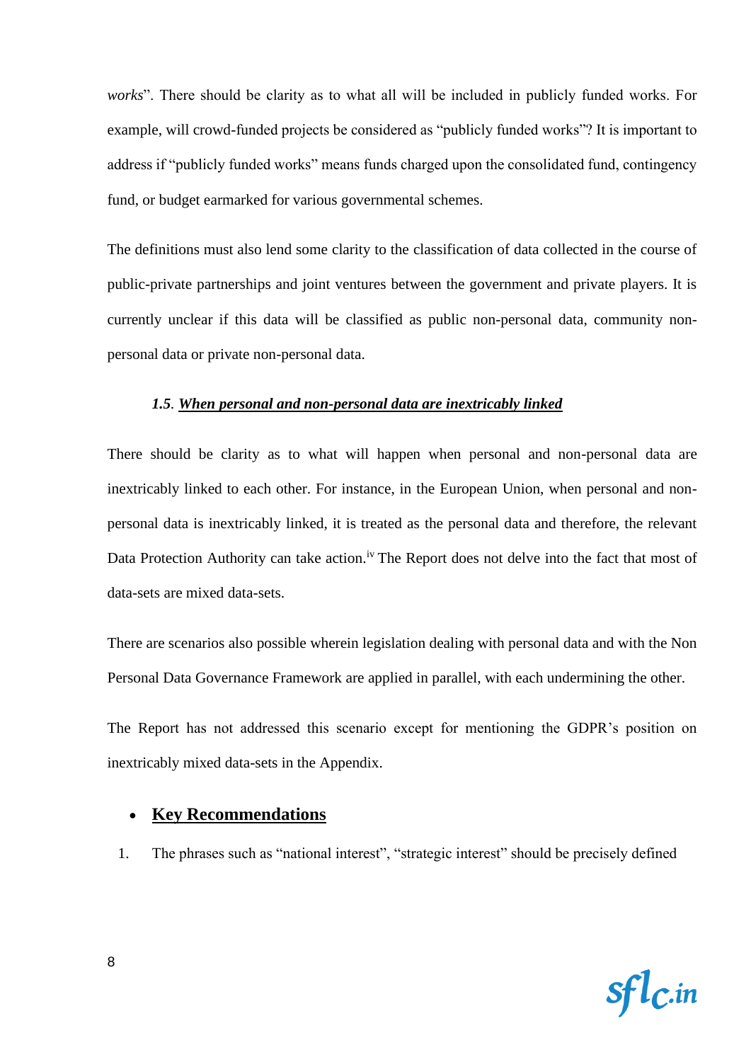*works*". There should be clarity as to what all will be included in publicly funded works. For example, will crowd-funded projects be considered as "publicly funded works"? It is important to address if "publicly funded works" means funds charged upon the consolidated fund, contingency fund, or budget earmarked for various governmental schemes.

The definitions must also lend some clarity to the classification of data collected in the course of public-private partnerships and joint ventures between the government and private players. It is currently unclear if this data will be classified as public non-personal data, community non-personal data or private non-personal data.

### *1.5. When personal and non-personal data are inextricably linked*

There should be clarity as to what will happen when personal and non-personal data are inextricably linked to each other. For instance, in the European Union, when personal and non-personal data is inextricably linked, it is treated as the personal data and therefore, the relevant Data Protection Authority can take action.[iv] The Report does not delve into the fact that most of data-sets are mixed data-sets.

There are scenarios also possible wherein legislation dealing with personal data and with the Non Personal Data Governance Framework are applied in parallel, with each undermining the other.

The Report has not addressed this scenario except for mentioning the GDPR's position on inextricably mixed data-sets in the Appendix.

- **Key Recommendations**

1. The phrases such as "national interest", "strategic interest" should be precisely defined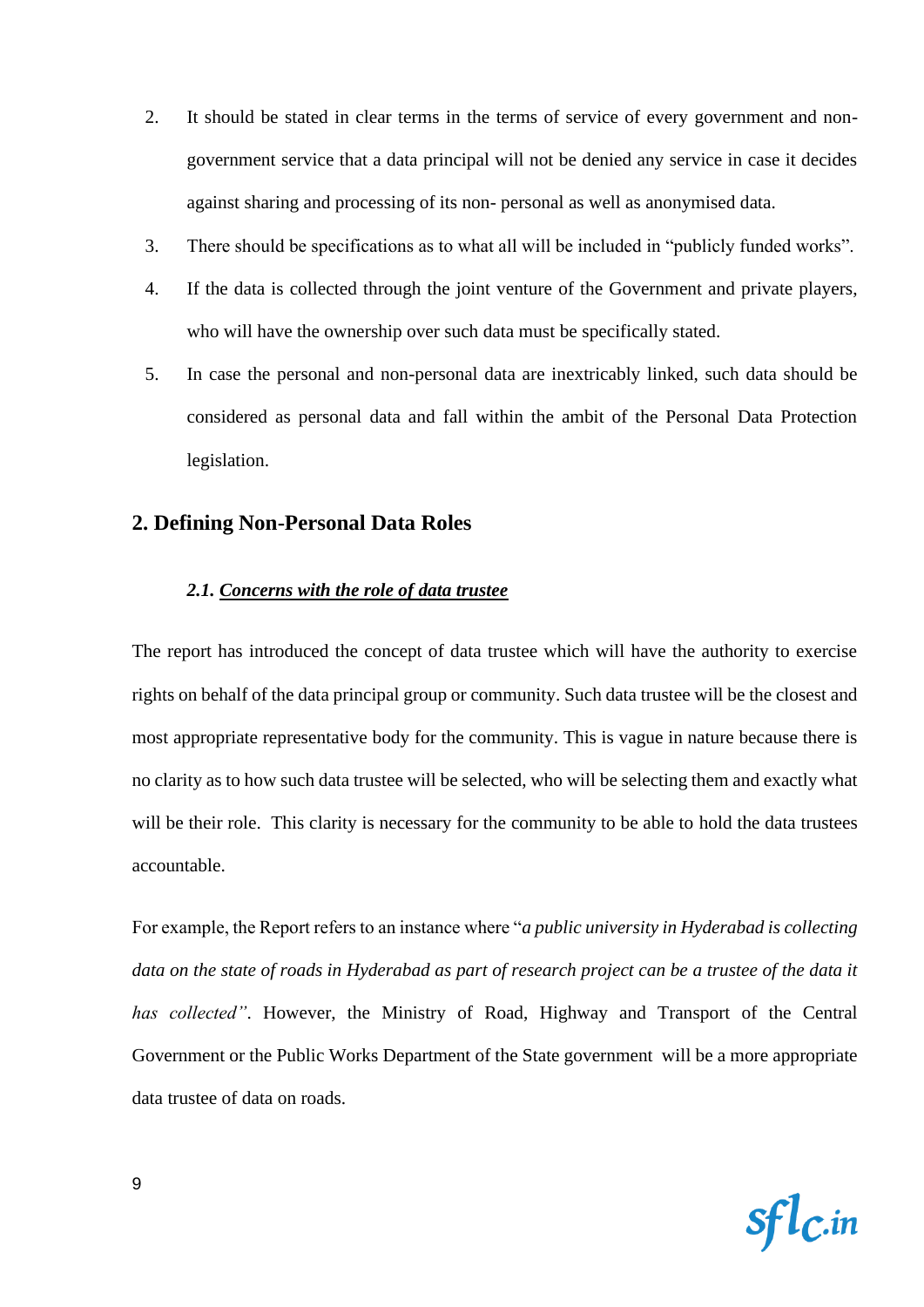2. It should be stated in clear terms in the terms of service of every government and non-government service that a data principal will not be denied any service in case it decides against sharing and processing of its non- personal as well as anonymised data.
3. There should be specifications as to what all will be included in "publicly funded works".
4. If the data is collected through the joint venture of the Government and private players, who will have the ownership over such data must be specifically stated.
5. In case the personal and non-personal data are inextricably linked, such data should be considered as personal data and fall within the ambit of the Personal Data Protection legislation.

## 2. Defining Non-Personal Data Roles

### *2.1. Concerns with the role of data trustee*

The report has introduced the concept of data trustee which will have the authority to exercise rights on behalf of the data principal group or community. Such data trustee will be the closest and most appropriate representative body for the community. This is vague in nature because there is no clarity as to how such data trustee will be selected, who will be selecting them and exactly what will be their role. This clarity is necessary for the community to be able to hold the data trustees accountable.

For example, the Report refers to an instance where "*a public university in Hyderabad is collecting data on the state of roads in Hyderabad as part of research project can be a trustee of the data it has collected*". However, the Ministry of Road, Highway and Transport of the Central Government or the Public Works Department of the State government will be a more appropriate data trustee of data on roads.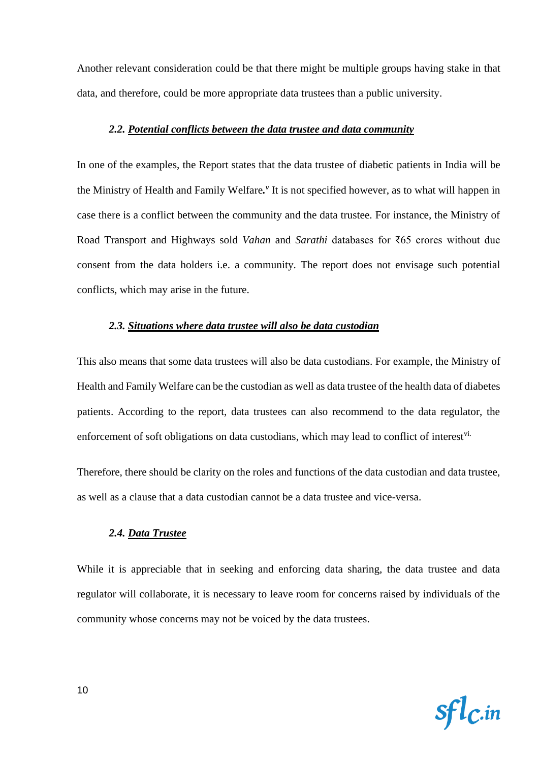Another relevant consideration could be that there might be multiple groups having stake in that data, and therefore, could be more appropriate data trustees than a public university.

### *2.2. Potential conflicts between the data trustee and data community*

In one of the examples, the Report states that the data trustee of diabetic patients in India will be the Ministry of Health and Family Welfare.[v] It is not specified however, as to what will happen in case there is a conflict between the community and the data trustee. For instance, the Ministry of Road Transport and Highways sold *Vahan* and *Sarathi* databases for ₹65 crores without due consent from the data holders i.e. a community. The report does not envisage such potential conflicts, which may arise in the future.

### *2.3. Situations where data trustee will also be data custodian*

This also means that some data trustees will also be data custodians. For example, the Ministry of Health and Family Welfare can be the custodian as well as data trustee of the health data of diabetes patients. According to the report, data trustees can also recommend to the data regulator, the enforcement of soft obligations on data custodians, which may lead to conflict of interest[vi].

Therefore, there should be clarity on the roles and functions of the data custodian and data trustee, as well as a clause that a data custodian cannot be a data trustee and vice-versa.

### *2.4. Data Trustee*

While it is appreciable that in seeking and enforcing data sharing, the data trustee and data regulator will collaborate, it is necessary to leave room for concerns raised by individuals of the community whose concerns may not be voiced by the data trustees.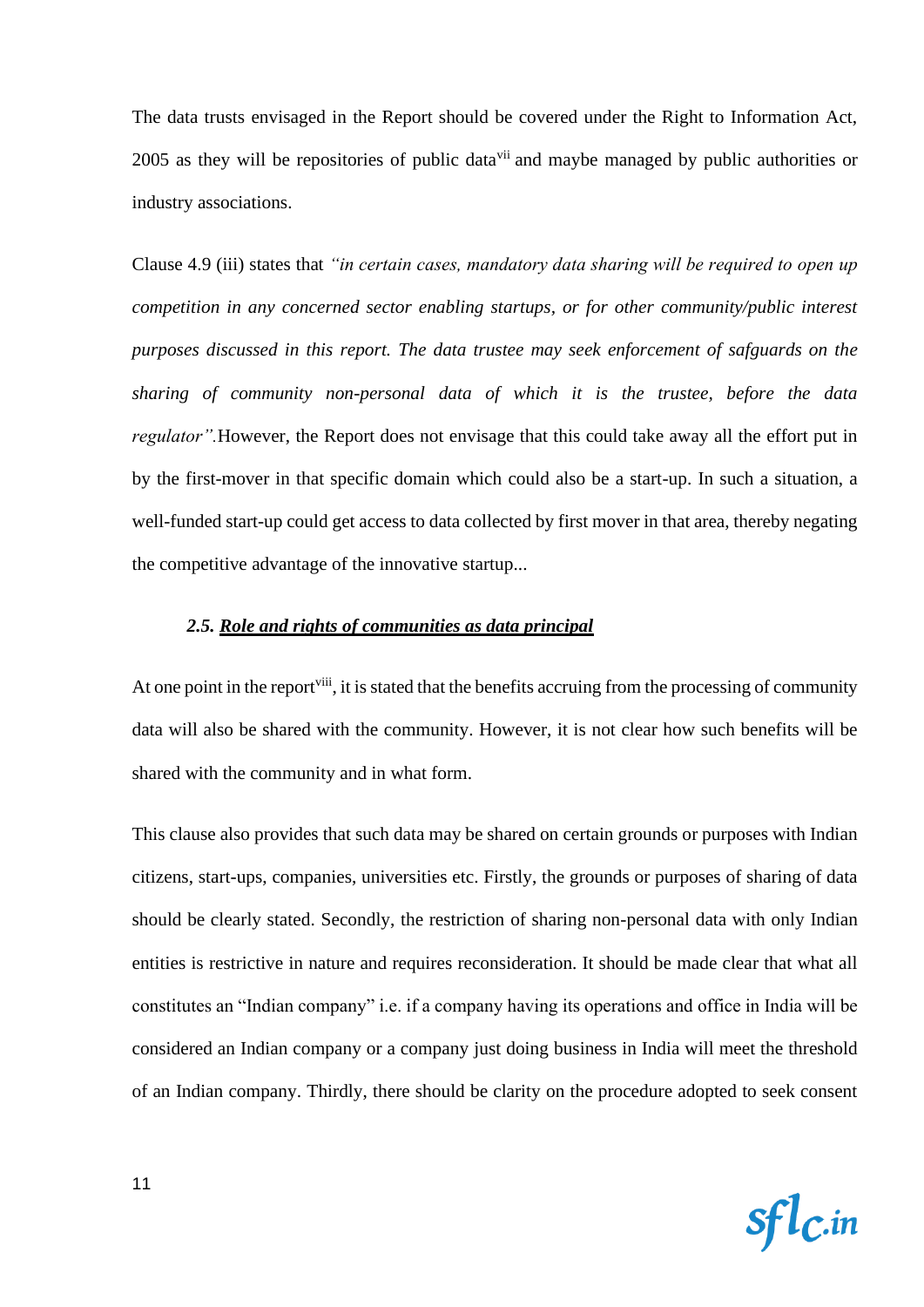The data trusts envisaged in the Report should be covered under the Right to Information Act, 2005 as they will be repositories of public data[vii] and maybe managed by public authorities or industry associations.

Clause 4.9 (iii) states that *"in certain cases, mandatory data sharing will be required to open up competition in any concerned sector enabling startups, or for other community/public interest purposes discussed in this report. The data trustee may seek enforcement of safguards on the sharing of community non-personal data of which it is the trustee, before the data regulator".* However, the Report does not envisage that this could take away all the effort put in by the first-mover in that specific domain which could also be a start-up. In such a situation, a well-funded start-up could get access to data collected by first mover in that area, thereby negating the competitive advantage of the innovative startup...

### *2.5. Role and rights of communities as data principal*

At one point in the report[viii], it is stated that the benefits accruing from the processing of community data will also be shared with the community. However, it is not clear how such benefits will be shared with the community and in what form.

This clause also provides that such data may be shared on certain grounds or purposes with Indian citizens, start-ups, companies, universities etc. Firstly, the grounds or purposes of sharing of data should be clearly stated. Secondly, the restriction of sharing non-personal data with only Indian entities is restrictive in nature and requires reconsideration. It should be made clear that what all constitutes an "Indian company" i.e. if a company having its operations and office in India will be considered an Indian company or a company just doing business in India will meet the threshold of an Indian company. Thirdly, there should be clarity on the procedure adopted to seek consent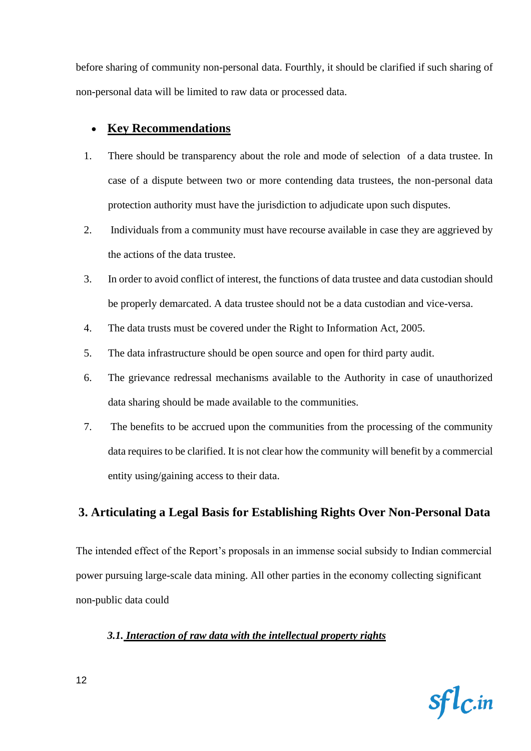before sharing of community non-personal data. Fourthly, it should be clarified if such sharing of non-personal data will be limited to raw data or processed data.

- **Key Recommendations**

1. There should be transparency about the role and mode of selection of a data trustee. In case of a dispute between two or more contending data trustees, the non-personal data protection authority must have the jurisdiction to adjudicate upon such disputes.
2. Individuals from a community must have recourse available in case they are aggrieved by the actions of the data trustee.
3. In order to avoid conflict of interest, the functions of data trustee and data custodian should be properly demarcated. A data trustee should not be a data custodian and vice-versa.
4. The data trusts must be covered under the Right to Information Act, 2005.
5. The data infrastructure should be open source and open for third party audit.
6. The grievance redressal mechanisms available to the Authority in case of unauthorized data sharing should be made available to the communities.
7. The benefits to be accrued upon the communities from the processing of the community data requires to be clarified. It is not clear how the community will benefit by a commercial entity using/gaining access to their data.

## 3. Articulating a Legal Basis for Establishing Rights Over Non-Personal Data

The intended effect of the Report's proposals in an immense social subsidy to Indian commercial power pursuing large-scale data mining. All other parties in the economy collecting significant non-public data could

### *3.1. Interaction of raw data with the intellectual property rights*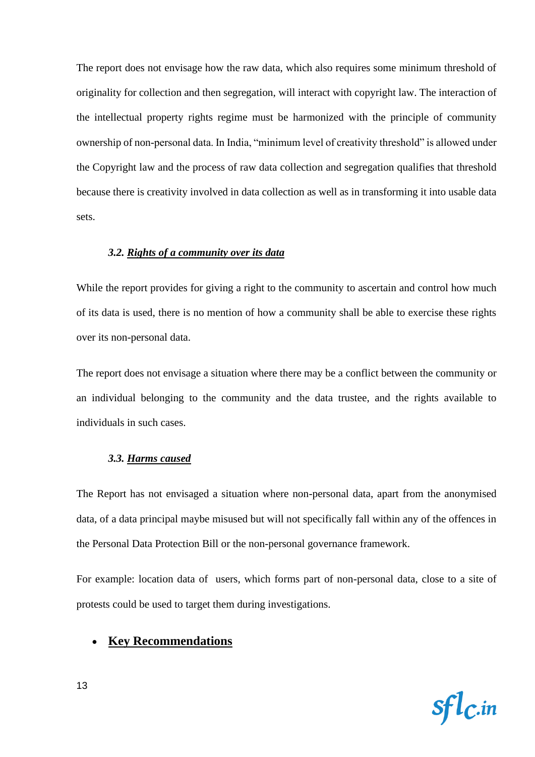The report does not envisage how the raw data, which also requires some minimum threshold of originality for collection and then segregation, will interact with copyright law. The interaction of the intellectual property rights regime must be harmonized with the principle of community ownership of non-personal data. In India, "minimum level of creativity threshold" is allowed under the Copyright law and the process of raw data collection and segregation qualifies that threshold because there is creativity involved in data collection as well as in transforming it into usable data sets.

### *3.2. Rights of a community over its data*

While the report provides for giving a right to the community to ascertain and control how much of its data is used, there is no mention of how a community shall be able to exercise these rights over its non-personal data.

The report does not envisage a situation where there may be a conflict between the community or an individual belonging to the community and the data trustee, and the rights available to individuals in such cases.

### *3.3. Harms caused*

The Report has not envisaged a situation where non-personal data, apart from the anonymised data, of a data principal maybe misused but will not specifically fall within any of the offences in the Personal Data Protection Bill or the non-personal governance framework.

For example: location data of users, which forms part of non-personal data, close to a site of protests could be used to target them during investigations.

- **Key Recommendations**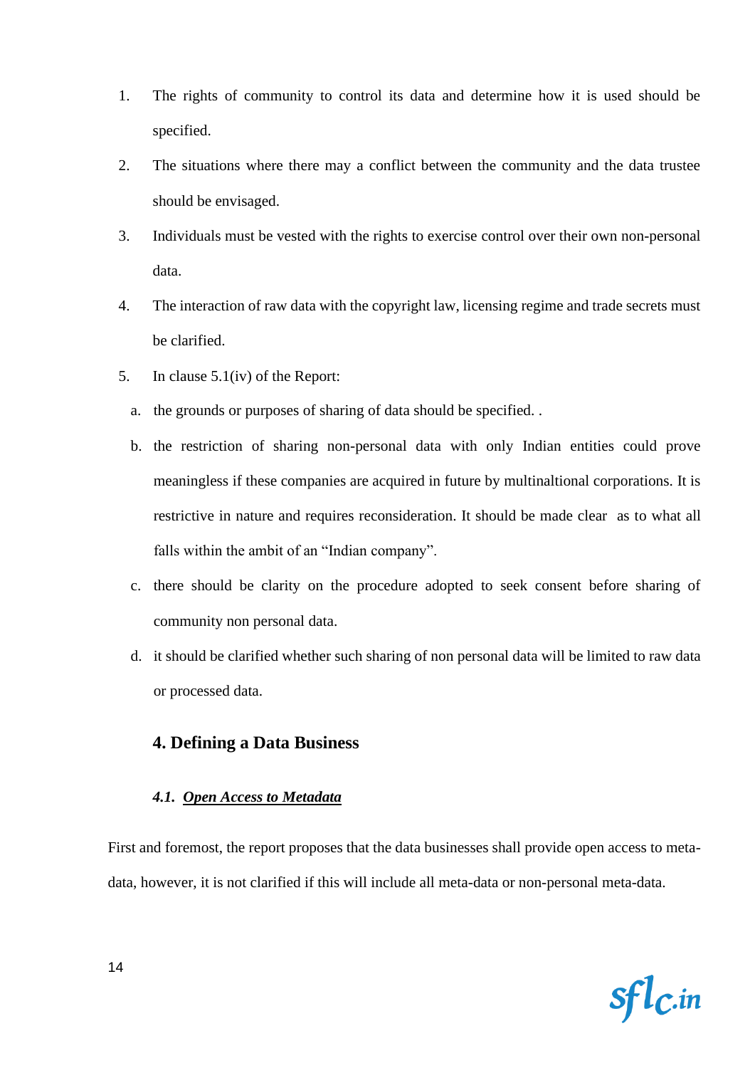1. The rights of community to control its data and determine how it is used should be specified.
2. The situations where there may a conflict between the community and the data trustee should be envisaged.
3. Individuals must be vested with the rights to exercise control over their own non-personal data.
4. The interaction of raw data with the copyright law, licensing regime and trade secrets must be clarified.
5. In clause 5.1(iv) of the Report:
   a. the grounds or purposes of sharing of data should be specified. .
   b. the restriction of sharing non-personal data with only Indian entities could prove meaningless if these companies are acquired in future by multinaltional corporations. It is restrictive in nature and requires reconsideration. It should be made clear as to what all falls within the ambit of an "Indian company".
   c. there should be clarity on the procedure adopted to seek consent before sharing of community non personal data.
   d. it should be clarified whether such sharing of non personal data will be limited to raw data or processed data.

## 4. Defining a Data Business

### *4.1. __Open Access to Metadata__*

First and foremost, the report proposes that the data businesses shall provide open access to meta-data, however, it is not clarified if this will include all meta-data or non-personal meta-data.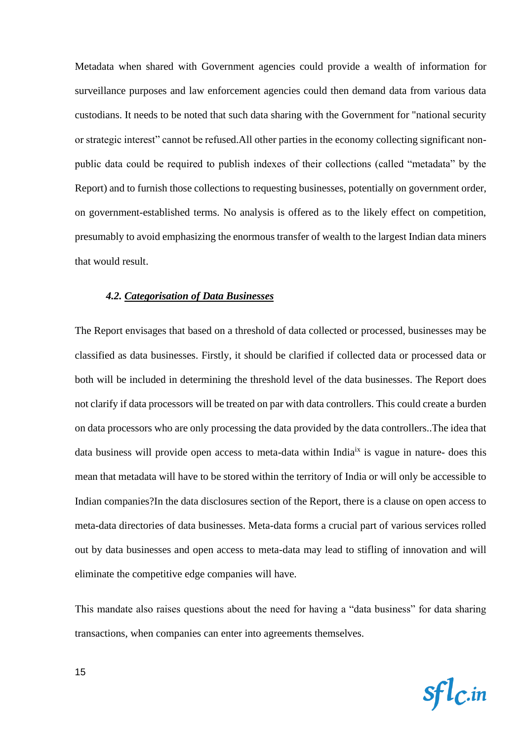Metadata when shared with Government agencies could provide a wealth of information for surveillance purposes and law enforcement agencies could then demand data from various data custodians. It needs to be noted that such data sharing with the Government for "national security or strategic interest" cannot be refused.All other parties in the economy collecting significant non-public data could be required to publish indexes of their collections (called "metadata" by the Report) and to furnish those collections to requesting businesses, potentially on government order, on government-established terms. No analysis is offered as to the likely effect on competition, presumably to avoid emphasizing the enormous transfer of wealth to the largest Indian data miners that would result.

#### *4.2. __Categorisation of Data Businesses__*

The Report envisages that based on a threshold of data collected or processed, businesses may be classified as data businesses. Firstly, it should be clarified if collected data or processed data or both will be included in determining the threshold level of the data businesses. The Report does not clarify if data processors will be treated on par with data controllers. This could create a burden on data processors who are only processing the data provided by the data controllers..The idea that data business will provide open access to meta-data within India[ix] is vague in nature- does this mean that metadata will have to be stored within the territory of India or will only be accessible to Indian companies?In the data disclosures section of the Report, there is a clause on open access to meta-data directories of data businesses. Meta-data forms a crucial part of various services rolled out by data businesses and open access to meta-data may lead to stifling of innovation and will eliminate the competitive edge companies will have.

This mandate also raises questions about the need for having a "data business" for data sharing transactions, when companies can enter into agreements themselves.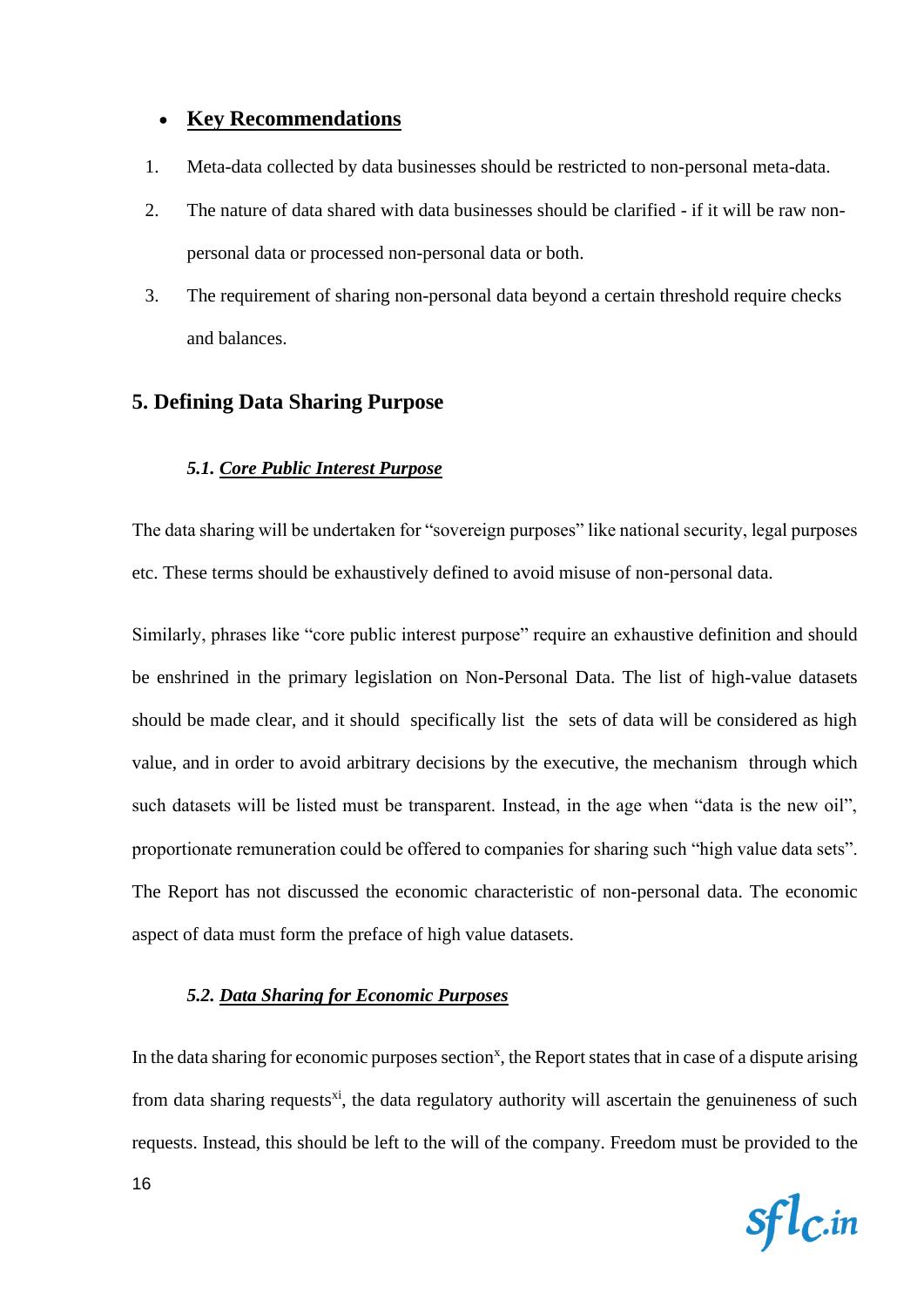- **<u>Key Recommendations</u>**

1. Meta-data collected by data businesses should be restricted to non-personal meta-data.
2. The nature of data shared with data businesses should be clarified - if it will be raw non-personal data or processed non-personal data or both.
3. The requirement of sharing non-personal data beyond a certain threshold require checks and balances.

## 5. Defining Data Sharing Purpose

### *5.1. <u>Core Public Interest Purpose</u>*

The data sharing will be undertaken for "sovereign purposes" like national security, legal purposes etc. These terms should be exhaustively defined to avoid misuse of non-personal data.

Similarly, phrases like "core public interest purpose" require an exhaustive definition and should be enshrined in the primary legislation on Non-Personal Data. The list of high-value datasets should be made clear, and it should specifically list the sets of data will be considered as high value, and in order to avoid arbitrary decisions by the executive, the mechanism through which such datasets will be listed must be transparent. Instead, in the age when "data is the new oil", proportionate remuneration could be offered to companies for sharing such "high value data sets". The Report has not discussed the economic characteristic of non-personal data. The economic aspect of data must form the preface of high value datasets.

### *5.2. <u>Data Sharing for Economic Purposes</u>*

In the data sharing for economic purposes section[x], the Report states that in case of a dispute arising from data sharing requests[xi], the data regulatory authority will ascertain the genuineness of such requests. Instead, this should be left to the will of the company. Freedom must be provided to the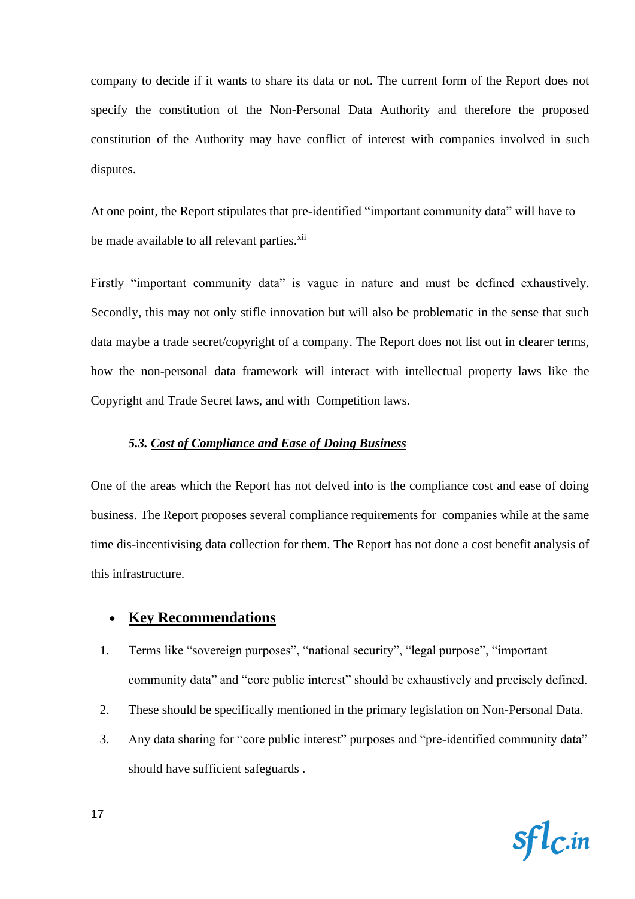company to decide if it wants to share its data or not. The current form of the Report does not specify the constitution of the Non-Personal Data Authority and therefore the proposed constitution of the Authority may have conflict of interest with companies involved in such disputes.

At one point, the Report stipulates that pre-identified "important community data" will have to be made available to all relevant parties.[xii]

Firstly "important community data" is vague in nature and must be defined exhaustively. Secondly, this may not only stifle innovation but will also be problematic in the sense that such data maybe a trade secret/copyright of a company. The Report does not list out in clearer terms, how the non-personal data framework will interact with intellectual property laws like the Copyright and Trade Secret laws, and with Competition laws.

### *5.3. Cost of Compliance and Ease of Doing Business*

One of the areas which the Report has not delved into is the compliance cost and ease of doing business. The Report proposes several compliance requirements for companies while at the same time dis-incentivising data collection for them. The Report has not done a cost benefit analysis of this infrastructure.

- **Key Recommendations**

1. Terms like "sovereign purposes", "national security", "legal purpose", "important community data" and "core public interest" should be exhaustively and precisely defined.
2. These should be specifically mentioned in the primary legislation on Non-Personal Data.
3. Any data sharing for "core public interest" purposes and "pre-identified community data" should have sufficient safeguards .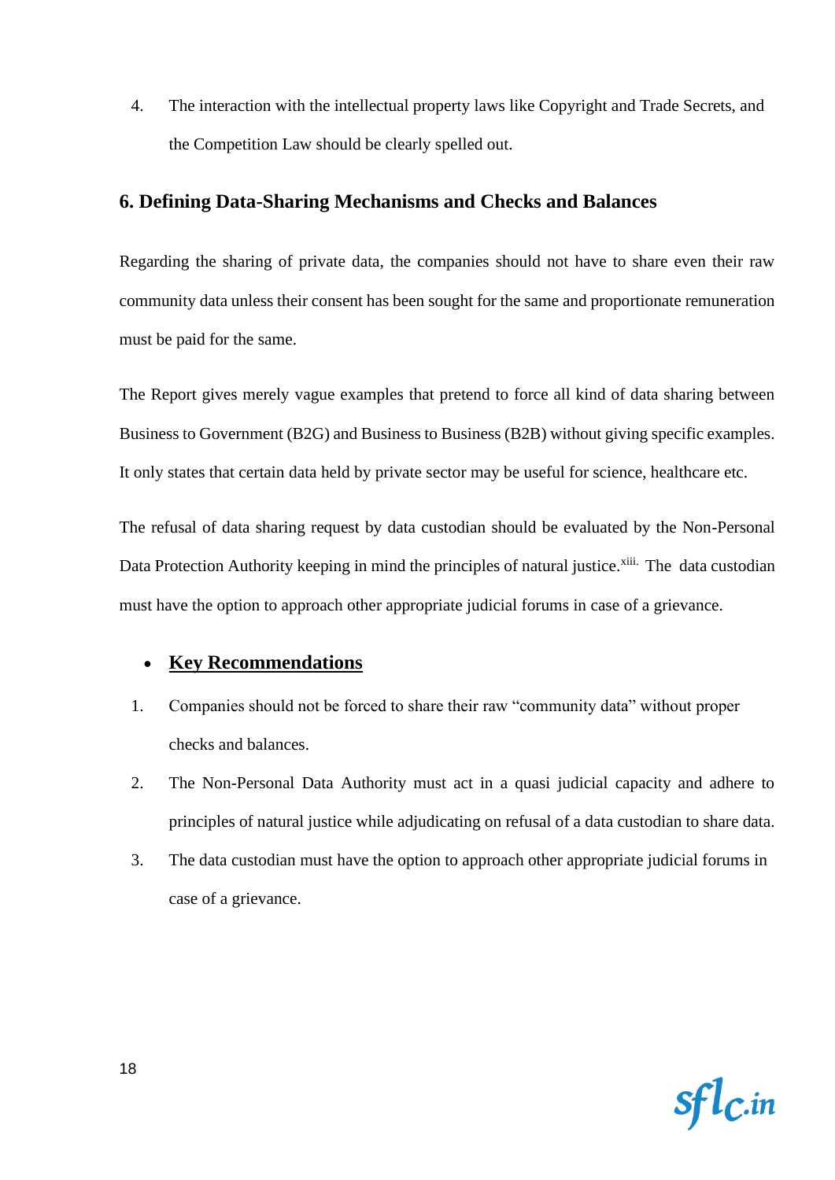4. The interaction with the intellectual property laws like Copyright and Trade Secrets, and the Competition Law should be clearly spelled out.

## 6. Defining Data-Sharing Mechanisms and Checks and Balances

Regarding the sharing of private data, the companies should not have to share even their raw community data unless their consent has been sought for the same and proportionate remuneration must be paid for the same.

The Report gives merely vague examples that pretend to force all kind of data sharing between Business to Government (B2G) and Business to Business (B2B) without giving specific examples. It only states that certain data held by private sector may be useful for science, healthcare etc.

The refusal of data sharing request by data custodian should be evaluated by the Non-Personal Data Protection Authority keeping in mind the principles of natural justice.[xiii] The data custodian must have the option to approach other appropriate judicial forums in case of a grievance.

- <u>**Key Recommendations**</u>

1. Companies should not be forced to share their raw "community data" without proper checks and balances.
2. The Non-Personal Data Authority must act in a quasi judicial capacity and adhere to principles of natural justice while adjudicating on refusal of a data custodian to share data.
3. The data custodian must have the option to approach other appropriate judicial forums in case of a grievance.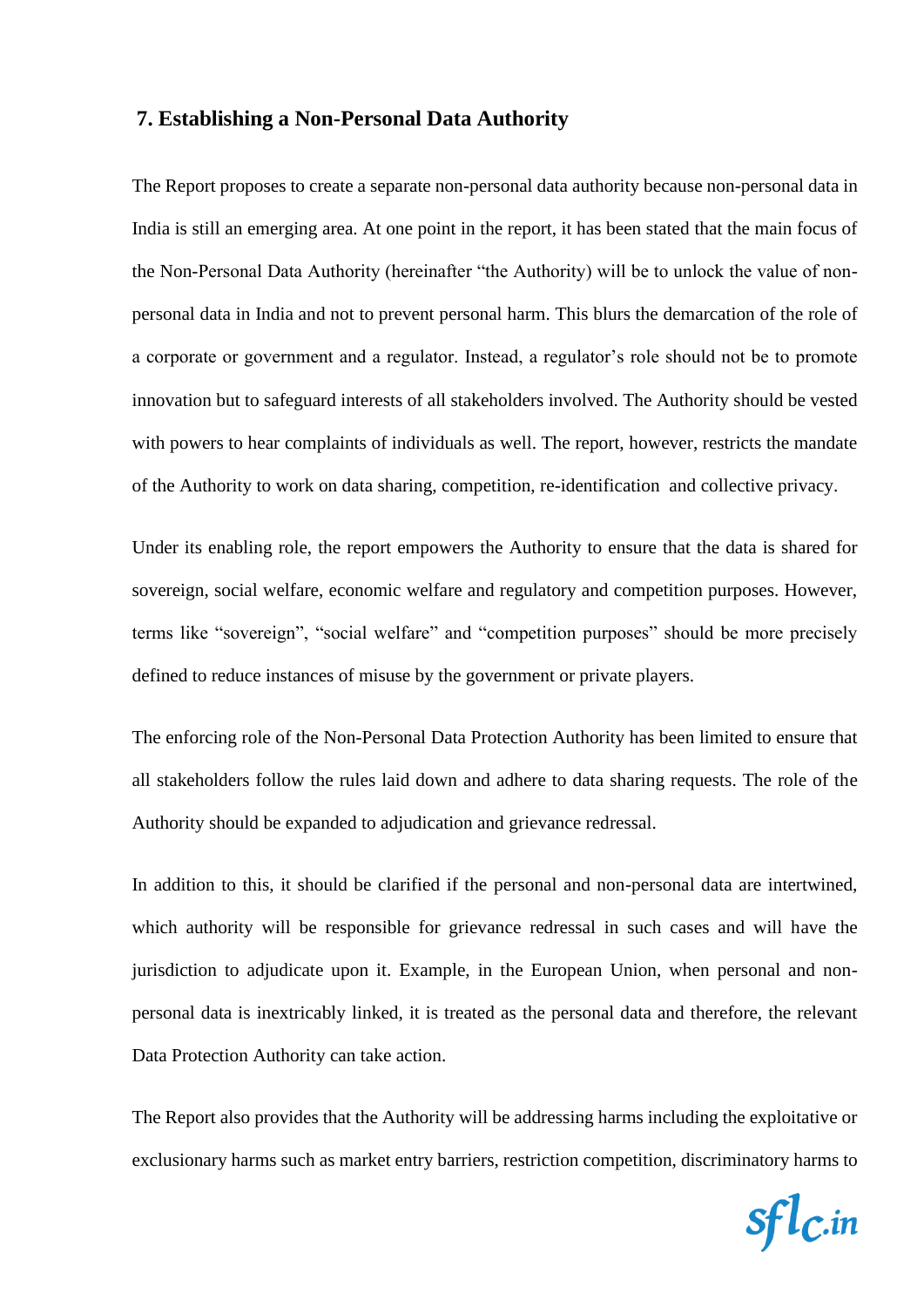## 7. Establishing a Non-Personal Data Authority

The Report proposes to create a separate non-personal data authority because non-personal data in India is still an emerging area. At one point in the report, it has been stated that the main focus of the Non-Personal Data Authority (hereinafter "the Authority) will be to unlock the value of non-personal data in India and not to prevent personal harm. This blurs the demarcation of the role of a corporate or government and a regulator. Instead, a regulator's role should not be to promote innovation but to safeguard interests of all stakeholders involved. The Authority should be vested with powers to hear complaints of individuals as well. The report, however, restricts the mandate of the Authority to work on data sharing, competition, re-identification and collective privacy.

Under its enabling role, the report empowers the Authority to ensure that the data is shared for sovereign, social welfare, economic welfare and regulatory and competition purposes. However, terms like "sovereign", "social welfare" and "competition purposes" should be more precisely defined to reduce instances of misuse by the government or private players.

The enforcing role of the Non-Personal Data Protection Authority has been limited to ensure that all stakeholders follow the rules laid down and adhere to data sharing requests. The role of the Authority should be expanded to adjudication and grievance redressal.

In addition to this, it should be clarified if the personal and non-personal data are intertwined, which authority will be responsible for grievance redressal in such cases and will have the jurisdiction to adjudicate upon it. Example, in the European Union, when personal and non-personal data is inextricably linked, it is treated as the personal data and therefore, the relevant Data Protection Authority can take action.

The Report also provides that the Authority will be addressing harms including the exploitative or exclusionary harms such as market entry barriers, restriction competition, discriminatory harms to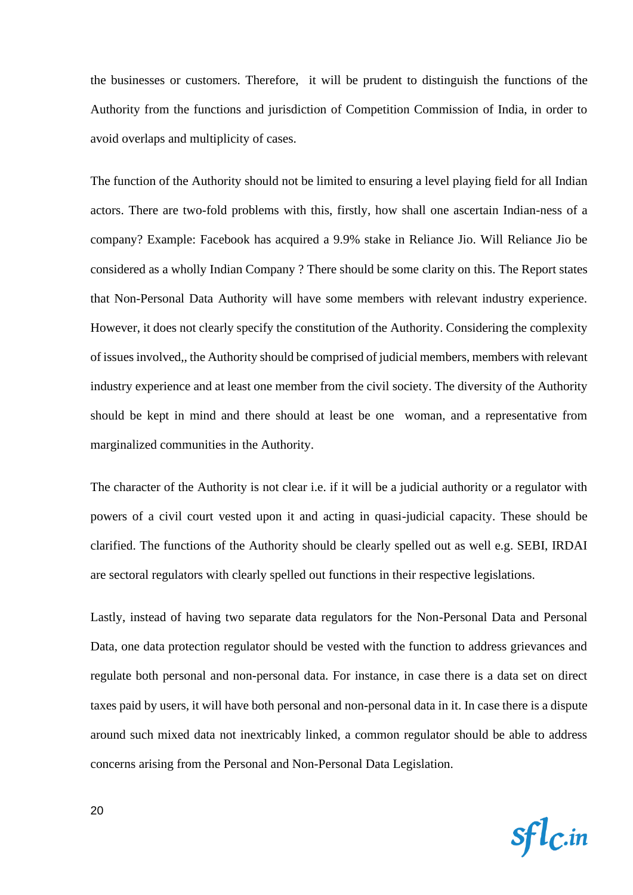the businesses or customers. Therefore, it will be prudent to distinguish the functions of the Authority from the functions and jurisdiction of Competition Commission of India, in order to avoid overlaps and multiplicity of cases.

The function of the Authority should not be limited to ensuring a level playing field for all Indian actors. There are two-fold problems with this, firstly, how shall one ascertain Indian-ness of a company? Example: Facebook has acquired a 9.9% stake in Reliance Jio. Will Reliance Jio be considered as a wholly Indian Company ? There should be some clarity on this. The Report states that Non-Personal Data Authority will have some members with relevant industry experience. However, it does not clearly specify the constitution of the Authority. Considering the complexity of issues involved,, the Authority should be comprised of judicial members, members with relevant industry experience and at least one member from the civil society. The diversity of the Authority should be kept in mind and there should at least be one woman, and a representative from marginalized communities in the Authority.

The character of the Authority is not clear i.e. if it will be a judicial authority or a regulator with powers of a civil court vested upon it and acting in quasi-judicial capacity. These should be clarified. The functions of the Authority should be clearly spelled out as well e.g. SEBI, IRDAI are sectoral regulators with clearly spelled out functions in their respective legislations.

Lastly, instead of having two separate data regulators for the Non-Personal Data and Personal Data, one data protection regulator should be vested with the function to address grievances and regulate both personal and non-personal data. For instance, in case there is a data set on direct taxes paid by users, it will have both personal and non-personal data in it. In case there is a dispute around such mixed data not inextricably linked, a common regulator should be able to address concerns arising from the Personal and Non-Personal Data Legislation.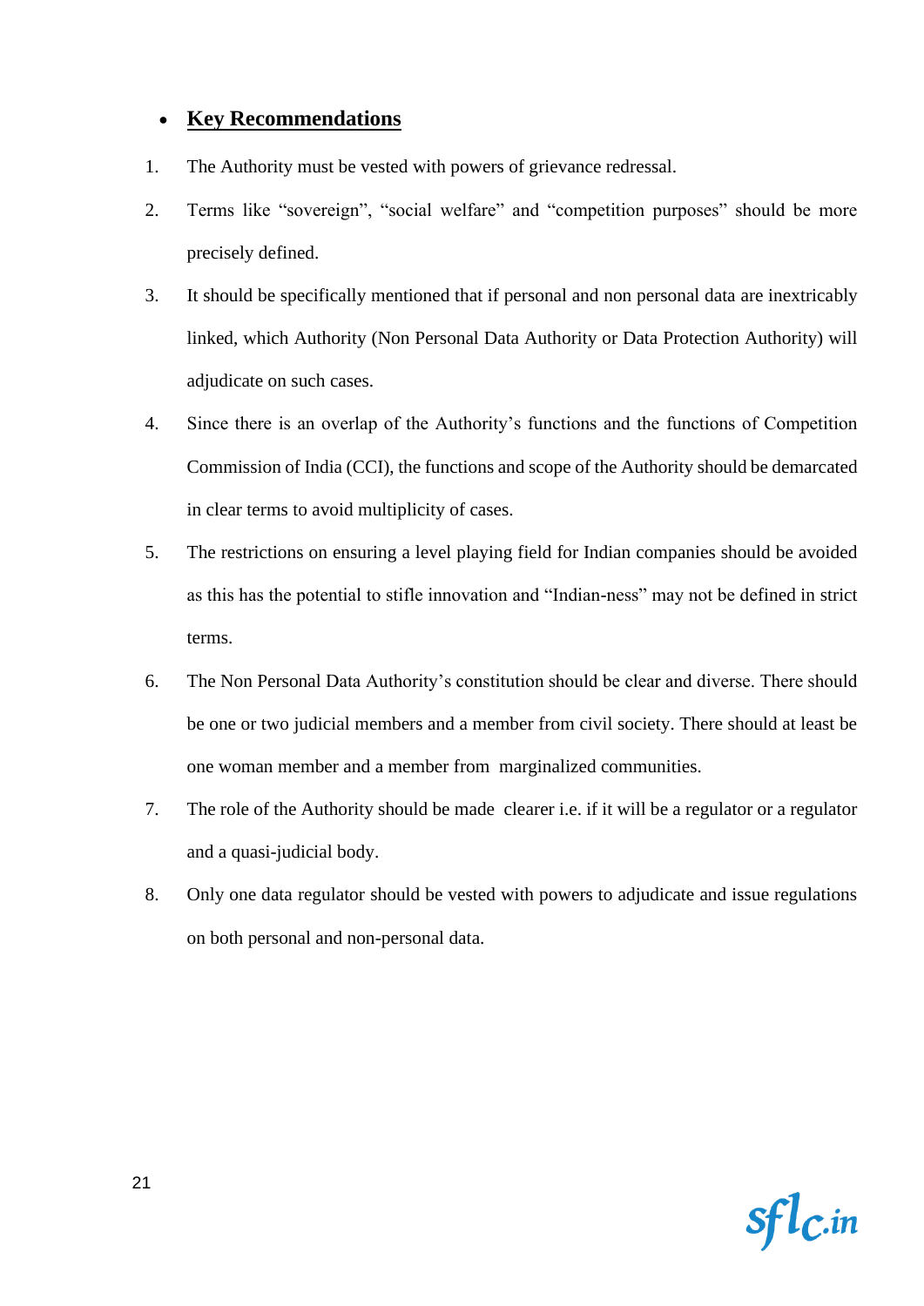- **Key Recommendations**

1. The Authority must be vested with powers of grievance redressal.
2. Terms like "sovereign", "social welfare" and "competition purposes" should be more precisely defined.
3. It should be specifically mentioned that if personal and non personal data are inextricably linked, which Authority (Non Personal Data Authority or Data Protection Authority) will adjudicate on such cases.
4. Since there is an overlap of the Authority's functions and the functions of Competition Commission of India (CCI), the functions and scope of the Authority should be demarcated in clear terms to avoid multiplicity of cases.
5. The restrictions on ensuring a level playing field for Indian companies should be avoided as this has the potential to stifle innovation and "Indian-ness" may not be defined in strict terms.
6. The Non Personal Data Authority's constitution should be clear and diverse. There should be one or two judicial members and a member from civil society. There should at least be one woman member and a member from marginalized communities.
7. The role of the Authority should be made clearer i.e. if it will be a regulator or a regulator and a quasi-judicial body.
8. Only one data regulator should be vested with powers to adjudicate and issue regulations on both personal and non-personal data.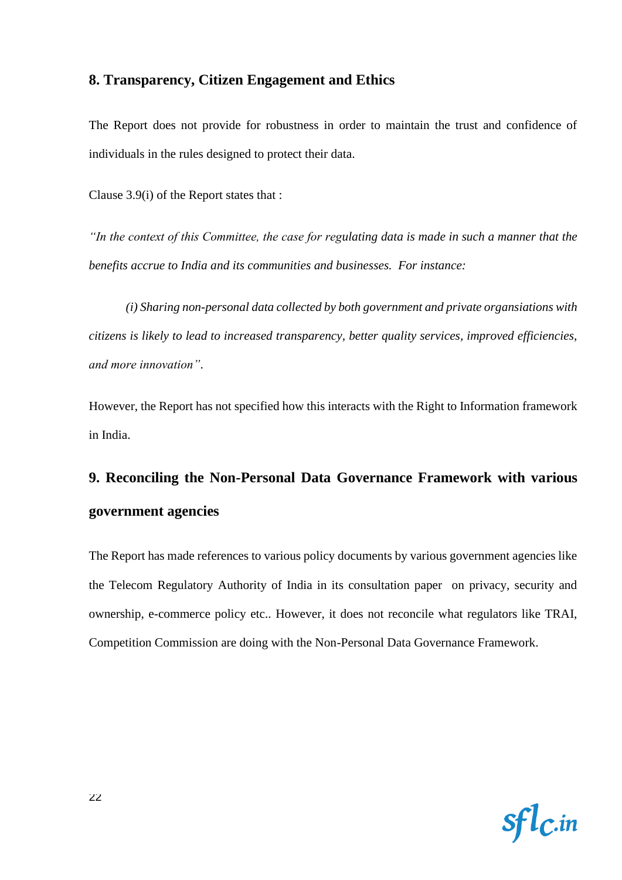## 8. Transparency, Citizen Engagement and Ethics

The Report does not provide for robustness in order to maintain the trust and confidence of individuals in the rules designed to protect their data.

Clause 3.9(i) of the Report states that :

*"In the context of this Committee, the case for regulating data is made in such a manner that the benefits accrue to India and its communities and businesses. For instance:*

*(i) Sharing non-personal data collected by both government and private organsiations with citizens is likely to lead to increased transparency, better quality services, improved efficiencies, and more innovation".*

However, the Report has not specified how this interacts with the Right to Information framework in India.

## 9. Reconciling the Non-Personal Data Governance Framework with various government agencies

The Report has made references to various policy documents by various government agencies like the Telecom Regulatory Authority of India in its consultation paper on privacy, security and ownership, e-commerce policy etc.. However, it does not reconcile what regulators like TRAI, Competition Commission are doing with the Non-Personal Data Governance Framework.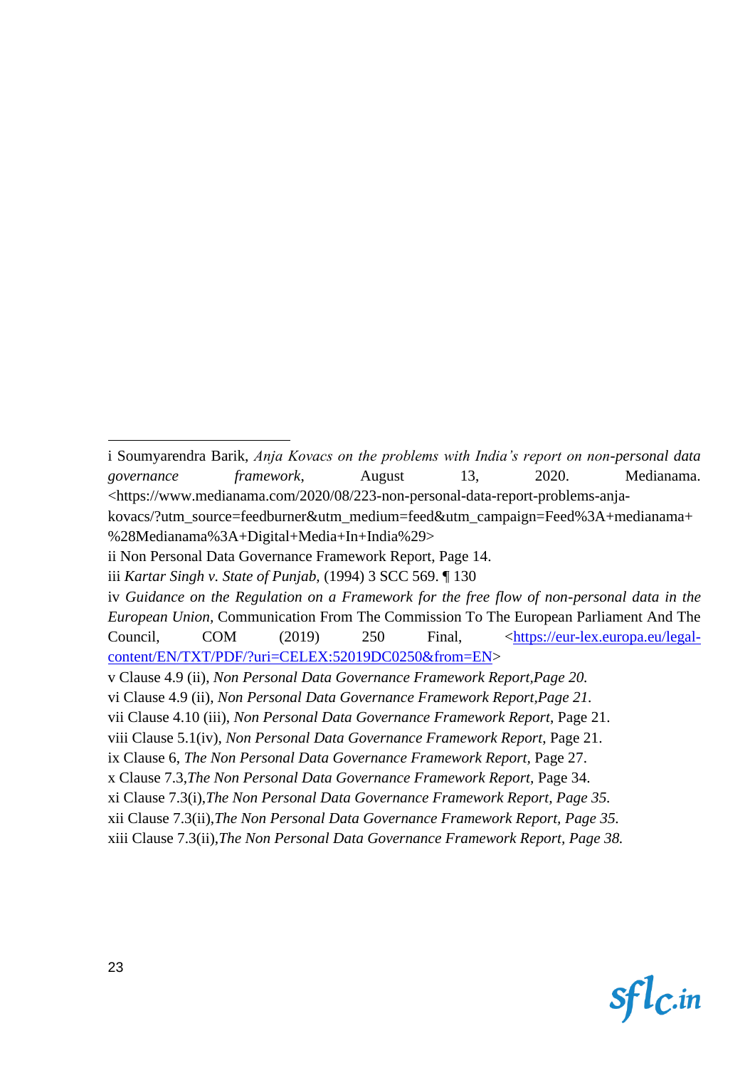i Soumyarendra Barik, *Anja Kovacs on the problems with India's report on non-personal data governance framework*, August 13, 2020. Medianama. <https://www.medianama.com/2020/08/223-non-personal-data-report-problems-anja-kovacs/?utm_source=feedburner&utm_medium=feed&utm_campaign=Feed%3A+medianama+%28Medianama%3A+Digital+Media+In+India%29>

ii Non Personal Data Governance Framework Report, Page 14.

iii *Kartar Singh v. State of Punjab,* (1994) 3 SCC 569. ¶ 130

iv *Guidance on the Regulation on a Framework for the free flow of non-personal data in the European Union,* Communication From The Commission To The European Parliament And The Council, COM (2019) 250 Final, <https://eur-lex.europa.eu/legal-content/EN/TXT/PDF/?uri=CELEX:52019DC0250&from=EN>

v Clause 4.9 (ii), *Non Personal Data Governance Framework Report,Page 20.*

vi Clause 4.9 (ii), *Non Personal Data Governance Framework Report,Page 21.*

vii Clause 4.10 (iii), *Non Personal Data Governance Framework Report*, Page 21.

viii Clause 5.1(iv), *Non Personal Data Governance Framework Report*, Page 21.

ix Clause 6, *The Non Personal Data Governance Framework Report*, Page 27.

x Clause 7.3,*The Non Personal Data Governance Framework Report*, Page 34.

xi Clause 7.3(i),*The Non Personal Data Governance Framework Report, Page 35.*

xii Clause 7.3(ii),*The Non Personal Data Governance Framework Report, Page 35.*

xiii Clause 7.3(ii),*The Non Personal Data Governance Framework Report, Page 38.*